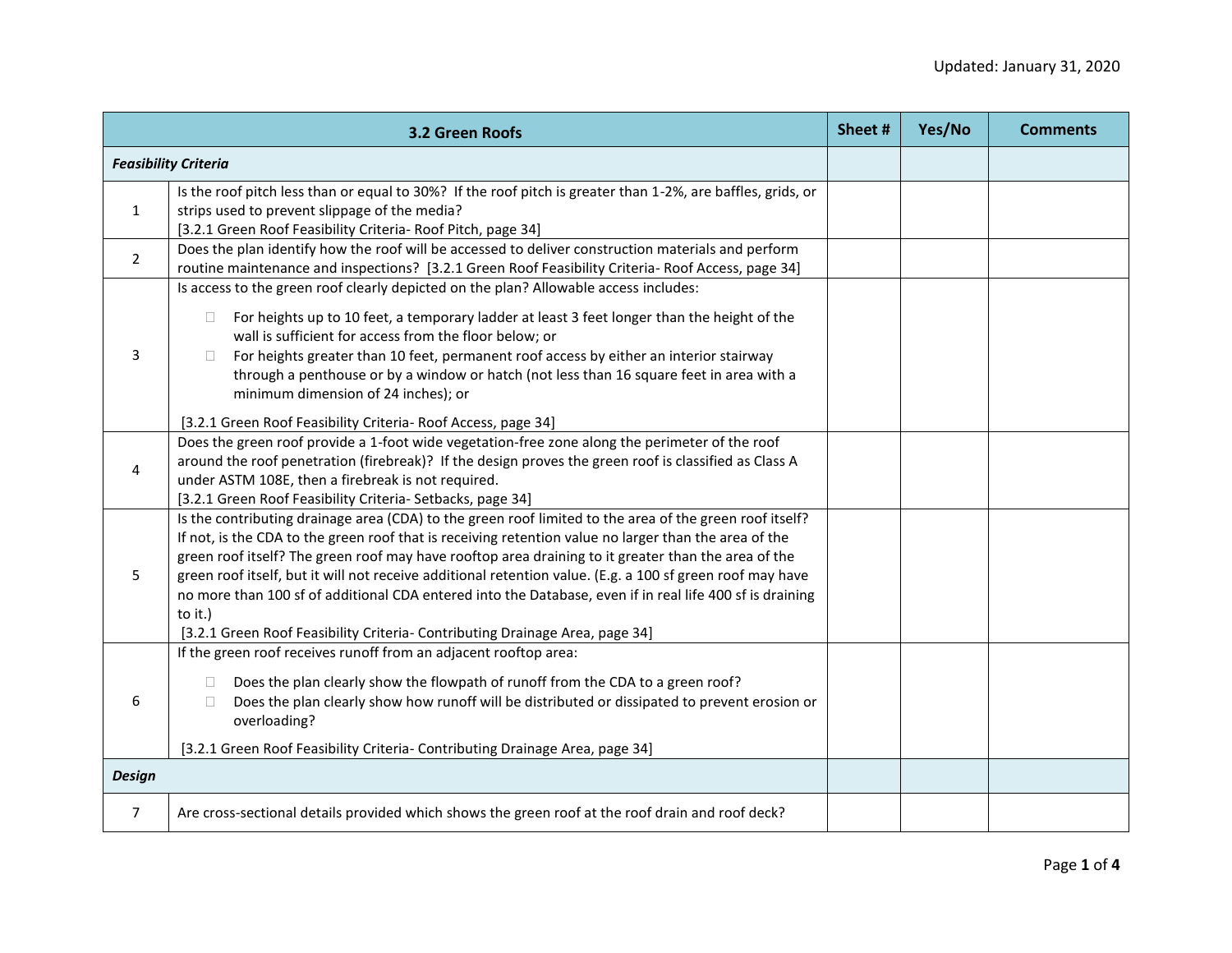Updated: January 31, 2020

| 3.2 Green Roofs | | Sheet # | Yes/No | Comments |
|---|---|---|---|---|
| ***Feasibility Criteria*** | | | | |
| 1 | Is the roof pitch less than or equal to 30%? If the roof pitch is greater than 1-2%, are baffles, grids, or strips used to prevent slippage of the media? [3.2.1 Green Roof Feasibility Criteria- Roof Pitch, page 34] | | | |
| 2 | Does the plan identify how the roof will be accessed to deliver construction materials and perform routine maintenance and inspections? [3.2.1 Green Roof Feasibility Criteria- Roof Access, page 34] | | | |
| 3 | Is access to the green roof clearly depicted on the plan? Allowable access includes: <br> □ For heights up to 10 feet, a temporary ladder at least 3 feet longer than the height of the wall is sufficient for access from the floor below; or <br> □ For heights greater than 10 feet, permanent roof access by either an interior stairway through a penthouse or by a window or hatch (not less than 16 square feet in area with a minimum dimension of 24 inches); or <br> [3.2.1 Green Roof Feasibility Criteria- Roof Access, page 34] | | | |
| 4 | Does the green roof provide a 1-foot wide vegetation-free zone along the perimeter of the roof around the roof penetration (firebreak)? If the design proves the green roof is classified as Class A under ASTM 108E, then a firebreak is not required. [3.2.1 Green Roof Feasibility Criteria- Setbacks, page 34] | | | |
| 5 | Is the contributing drainage area (CDA) to the green roof limited to the area of the green roof itself? If not, is the CDA to the green roof that is receiving retention value no larger than the area of the green roof itself? The green roof may have rooftop area draining to it greater than the area of the green roof itself, but it will not receive additional retention value. (E.g. a 100 sf green roof may have no more than 100 sf of additional CDA entered into the Database, even if in real life 400 sf is draining to it.) [3.2.1 Green Roof Feasibility Criteria- Contributing Drainage Area, page 34] | | | |
| 6 | If the green roof receives runoff from an adjacent rooftop area: <br> □ Does the plan clearly show the flowpath of runoff from the CDA to a green roof? <br> □ Does the plan clearly show how runoff will be distributed or dissipated to prevent erosion or overloading? <br> [3.2.1 Green Roof Feasibility Criteria- Contributing Drainage Area, page 34] | | | |
| ***Design*** | | | | |
| 7 | Are cross-sectional details provided which shows the green roof at the roof drain and roof deck? | | | |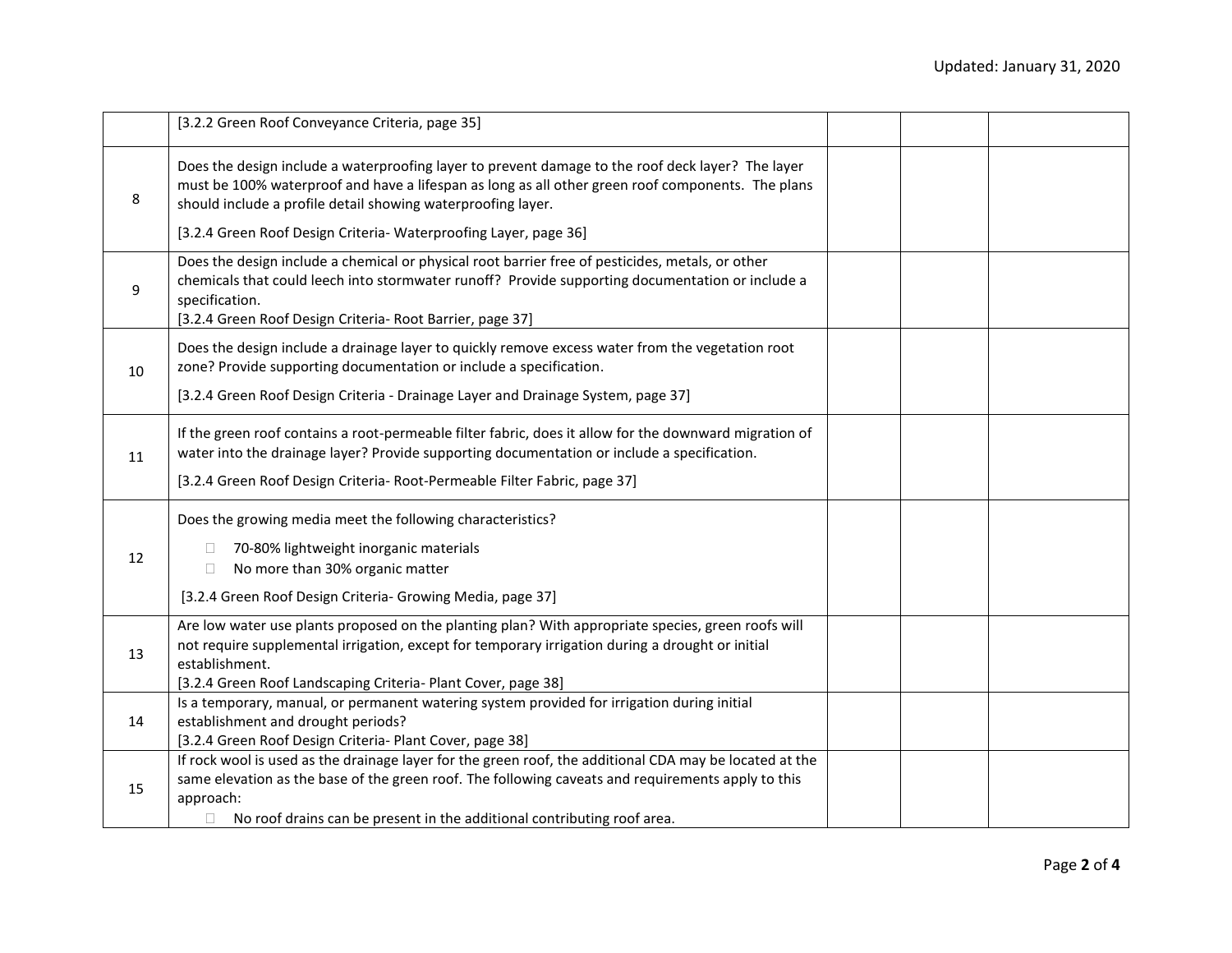|  |  |  |  |  |
|---|---|---|---|---|
|  | [3.2.2 Green Roof Conveyance Criteria, page 35] |  |  |  |
| 8 | Does the design include a waterproofing layer to prevent damage to the roof deck layer? The layer must be 100% waterproof and have a lifespan as long as all other green roof components. The plans should include a profile detail showing waterproofing layer.<br><br>[3.2.4 Green Roof Design Criteria- Waterproofing Layer, page 36] |  |  |  |
| 9 | Does the design include a chemical or physical root barrier free of pesticides, metals, or other chemicals that could leech into stormwater runoff? Provide supporting documentation or include a specification.<br>[3.2.4 Green Roof Design Criteria- Root Barrier, page 37] |  |  |  |
| 10 | Does the design include a drainage layer to quickly remove excess water from the vegetation root zone? Provide supporting documentation or include a specification.<br><br>[3.2.4 Green Roof Design Criteria - Drainage Layer and Drainage System, page 37] |  |  |  |
| 11 | If the green roof contains a root-permeable filter fabric, does it allow for the downward migration of water into the drainage layer? Provide supporting documentation or include a specification.<br><br>[3.2.4 Green Roof Design Criteria- Root-Permeable Filter Fabric, page 37] |  |  |  |
| 12 | Does the growing media meet the following characteristics?<br><br>☐ 70-80% lightweight inorganic materials<br>☐ No more than 30% organic matter<br><br>[3.2.4 Green Roof Design Criteria- Growing Media, page 37] |  |  |  |
| 13 | Are low water use plants proposed on the planting plan? With appropriate species, green roofs will not require supplemental irrigation, except for temporary irrigation during a drought or initial establishment.<br>[3.2.4 Green Roof Landscaping Criteria- Plant Cover, page 38] |  |  |  |
| 14 | Is a temporary, manual, or permanent watering system provided for irrigation during initial establishment and drought periods?<br>[3.2.4 Green Roof Design Criteria- Plant Cover, page 38] |  |  |  |
| 15 | If rock wool is used as the drainage layer for the green roof, the additional CDA may be located at the same elevation as the base of the green roof. The following caveats and requirements apply to this approach:<br>☐ No roof drains can be present in the additional contributing roof area. |  |  |  |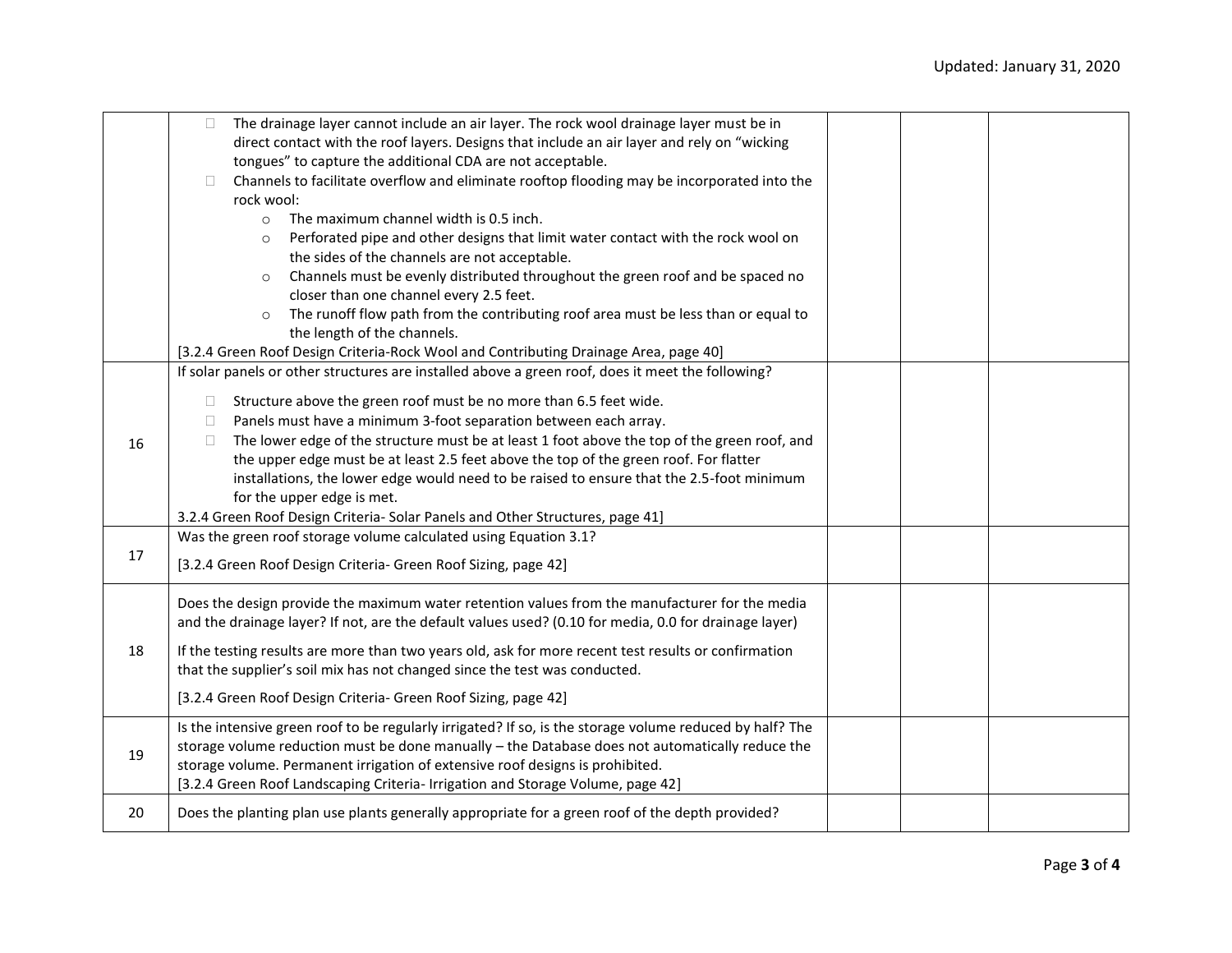| | | | | |
|---|---|---|---|---|
| | ☐ The drainage layer cannot include an air layer. The rock wool drainage layer must be in direct contact with the roof layers. Designs that include an air layer and rely on "wicking tongues" to capture the additional CDA are not acceptable.<br>☐ Channels to facilitate overflow and eliminate rooftop flooding may be incorporated into the rock wool:<br>○ The maximum channel width is 0.5 inch.<br>○ Perforated pipe and other designs that limit water contact with the rock wool on the sides of the channels are not acceptable.<br>○ Channels must be evenly distributed throughout the green roof and be spaced no closer than one channel every 2.5 feet.<br>○ The runoff flow path from the contributing roof area must be less than or equal to the length of the channels.<br>[3.2.4 Green Roof Design Criteria-Rock Wool and Contributing Drainage Area, page 40] | | | |
| 16 | If solar panels or other structures are installed above a green roof, does it meet the following?<br>☐ Structure above the green roof must be no more than 6.5 feet wide.<br>☐ Panels must have a minimum 3-foot separation between each array.<br>☐ The lower edge of the structure must be at least 1 foot above the top of the green roof, and the upper edge must be at least 2.5 feet above the top of the green roof. For flatter installations, the lower edge would need to be raised to ensure that the 2.5-foot minimum for the upper edge is met.<br>3.2.4 Green Roof Design Criteria- Solar Panels and Other Structures, page 41] | | | |
| 17 | Was the green roof storage volume calculated using Equation 3.1?<br>[3.2.4 Green Roof Design Criteria- Green Roof Sizing, page 42] | | | |
| 18 | Does the design provide the maximum water retention values from the manufacturer for the media and the drainage layer? If not, are the default values used? (0.10 for media, 0.0 for drainage layer)<br>If the testing results are more than two years old, ask for more recent test results or confirmation that the supplier's soil mix has not changed since the test was conducted.<br>[3.2.4 Green Roof Design Criteria- Green Roof Sizing, page 42] | | | |
| 19 | Is the intensive green roof to be regularly irrigated? If so, is the storage volume reduced by half? The storage volume reduction must be done manually – the Database does not automatically reduce the storage volume. Permanent irrigation of extensive roof designs is prohibited.<br>[3.2.4 Green Roof Landscaping Criteria- Irrigation and Storage Volume, page 42] | | | |
| 20 | Does the planting plan use plants generally appropriate for a green roof of the depth provided? | | | |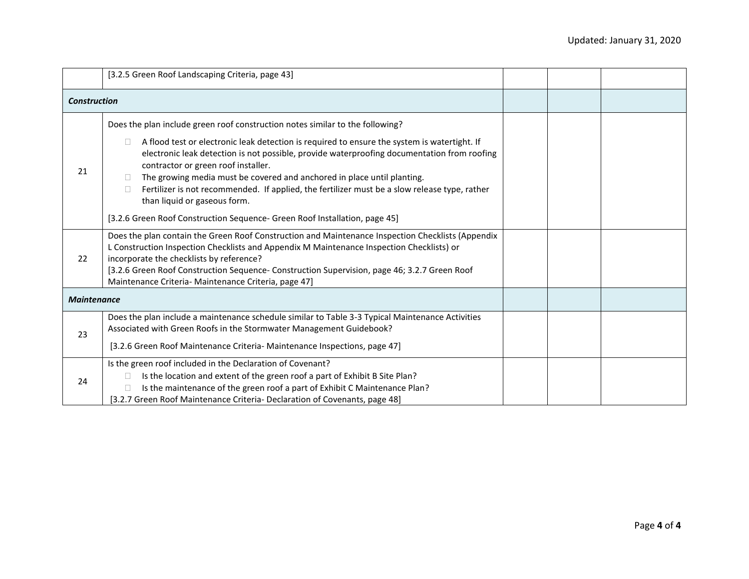| | | | | |
|---|---|---|---|---|
| | [3.2.5 Green Roof Landscaping Criteria, page 43] | | | |
| ***Construction*** | | | | |
| 21 | Does the plan include green roof construction notes similar to the following?<br>☐ A flood test or electronic leak detection is required to ensure the system is watertight. If electronic leak detection is not possible, provide waterproofing documentation from roofing contractor or green roof installer.<br>☐ The growing media must be covered and anchored in place until planting.<br>☐ Fertilizer is not recommended. If applied, the fertilizer must be a slow release type, rather than liquid or gaseous form.<br>[3.2.6 Green Roof Construction Sequence- Green Roof Installation, page 45] | | | |
| 22 | Does the plan contain the Green Roof Construction and Maintenance Inspection Checklists (Appendix L Construction Inspection Checklists and Appendix M Maintenance Inspection Checklists) or incorporate the checklists by reference?<br>[3.2.6 Green Roof Construction Sequence- Construction Supervision, page 46; 3.2.7 Green Roof Maintenance Criteria- Maintenance Criteria, page 47] | | | |
| ***Maintenance*** | | | | |
| 23 | Does the plan include a maintenance schedule similar to Table 3-3 Typical Maintenance Activities Associated with Green Roofs in the Stormwater Management Guidebook?<br>[3.2.6 Green Roof Maintenance Criteria- Maintenance Inspections, page 47] | | | |
| 24 | Is the green roof included in the Declaration of Covenant?<br>☐ Is the location and extent of the green roof a part of Exhibit B Site Plan?<br>☐ Is the maintenance of the green roof a part of Exhibit C Maintenance Plan?<br>[3.2.7 Green Roof Maintenance Criteria- Declaration of Covenants, page 48] | | | |